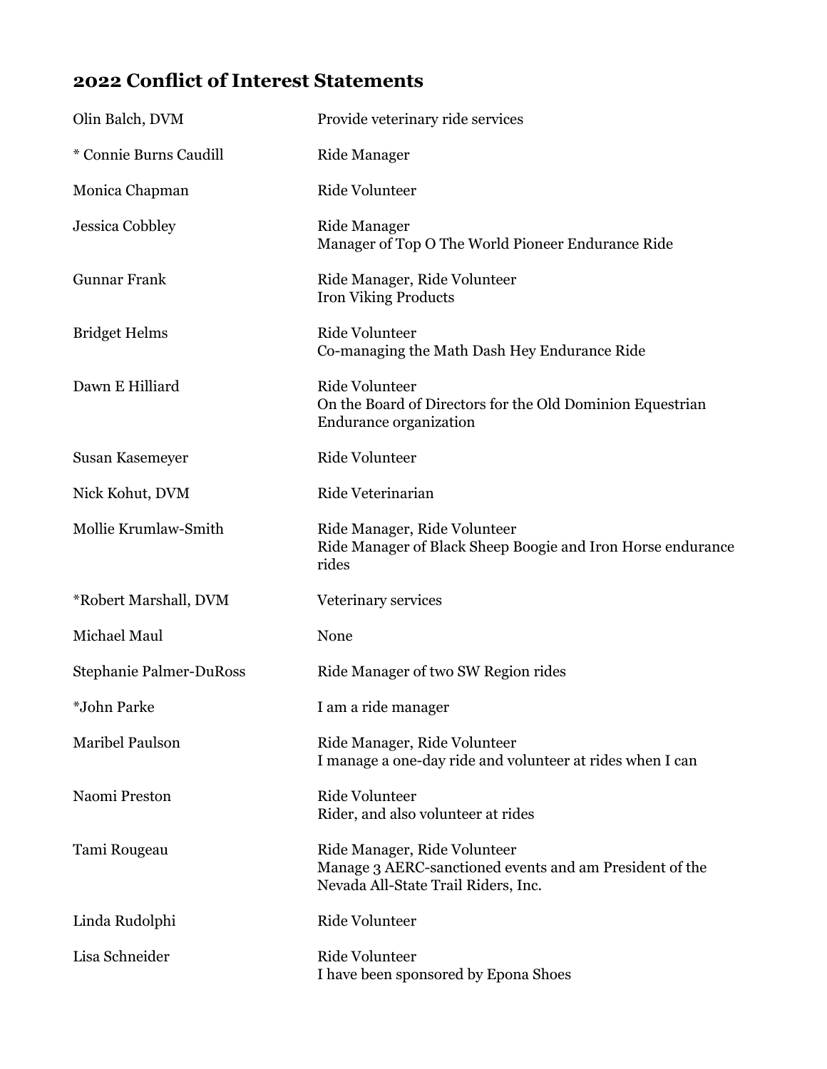## 2022 Conflict of Interest Statements

| | |
|---|---|
| Olin Balch, DVM | Provide veterinary ride services |
| * Connie Burns Caudill | Ride Manager |
| Monica Chapman | Ride Volunteer |
| Jessica Cobbley | Ride Manager<br>Manager of Top O The World Pioneer Endurance Ride |
| Gunnar Frank | Ride Manager, Ride Volunteer<br>Iron Viking Products |
| Bridget Helms | Ride Volunteer<br>Co-managing the Math Dash Hey Endurance Ride |
| Dawn E Hilliard | Ride Volunteer<br>On the Board of Directors for the Old Dominion Equestrian Endurance organization |
| Susan Kasemeyer | Ride Volunteer |
| Nick Kohut, DVM | Ride Veterinarian |
| Mollie Krumlaw-Smith | Ride Manager, Ride Volunteer<br>Ride Manager of Black Sheep Boogie and Iron Horse endurance rides |
| *Robert Marshall, DVM | Veterinary services |
| Michael Maul | None |
| Stephanie Palmer-DuRoss | Ride Manager of two SW Region rides |
| *John Parke | I am a ride manager |
| Maribel Paulson | Ride Manager, Ride Volunteer<br>I manage a one-day ride and volunteer at rides when I can |
| Naomi Preston | Ride Volunteer<br>Rider, and also volunteer at rides |
| Tami Rougeau | Ride Manager, Ride Volunteer<br>Manage 3 AERC-sanctioned events and am President of the Nevada All-State Trail Riders, Inc. |
| Linda Rudolphi | Ride Volunteer |
| Lisa Schneider | Ride Volunteer<br>I have been sponsored by Epona Shoes |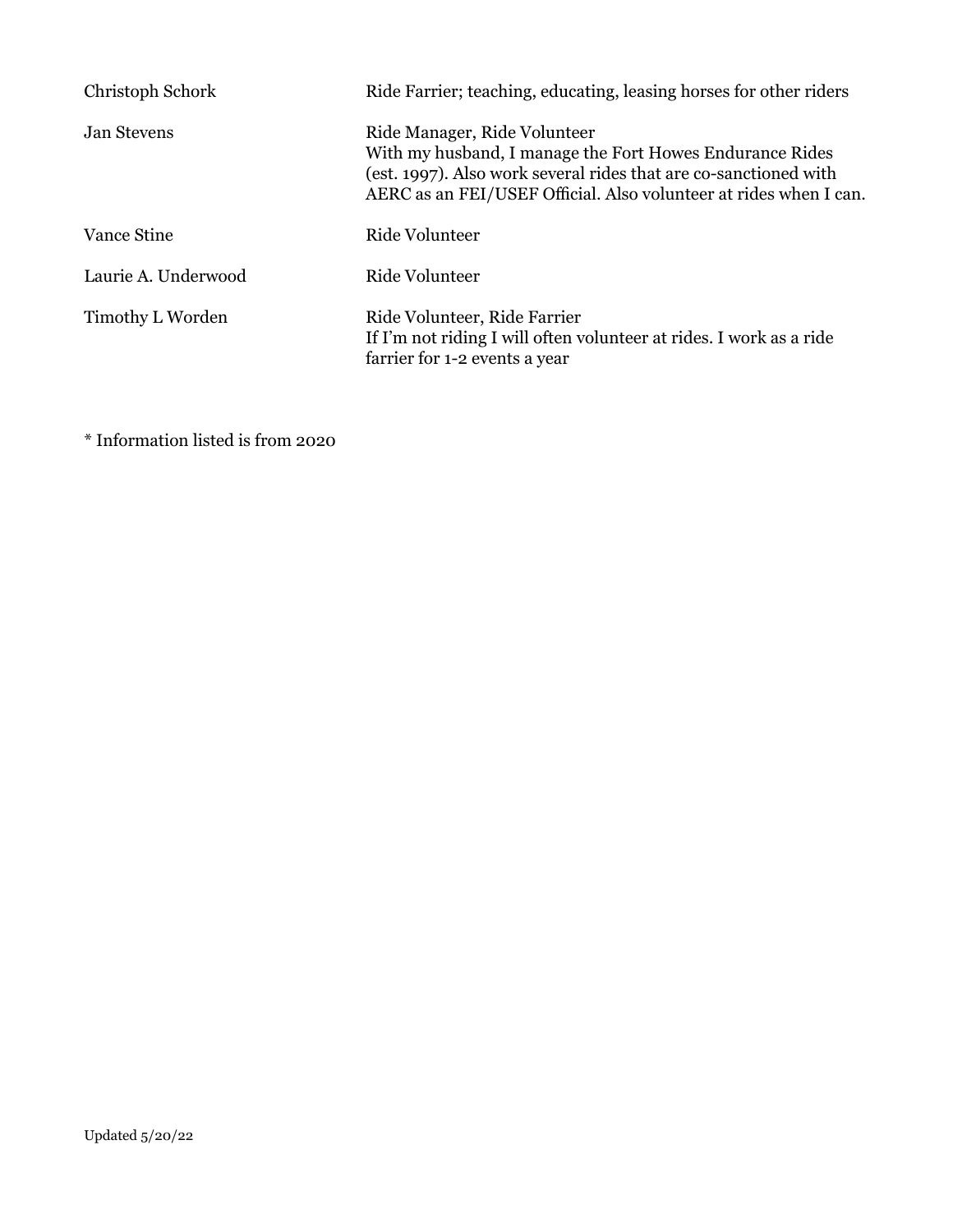| | |
|---|---|
| Christoph Schork | Ride Farrier; teaching, educating, leasing horses for other riders |
| Jan Stevens | Ride Manager, Ride Volunteer<br>With my husband, I manage the Fort Howes Endurance Rides (est. 1997). Also work several rides that are co-sanctioned with AERC as an FEI/USEF Official. Also volunteer at rides when I can. |
| Vance Stine | Ride Volunteer |
| Laurie A. Underwood | Ride Volunteer |
| Timothy L Worden | Ride Volunteer, Ride Farrier<br>If I'm not riding I will often volunteer at rides. I work as a ride farrier for 1-2 events a year |

* Information listed is from 2020

Updated 5/20/22